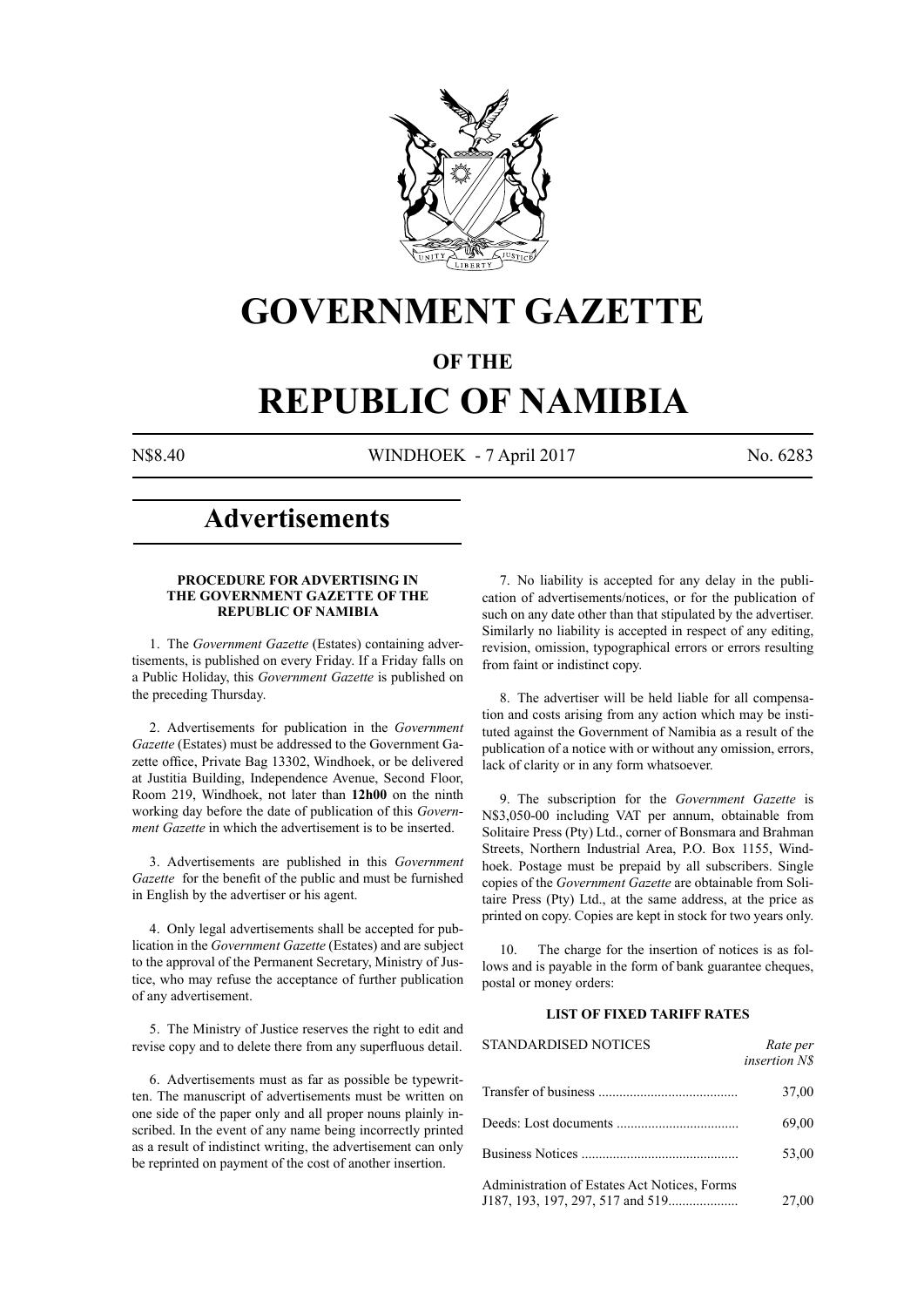# GOVERNMENT GAZETTE

## OF THE

# REPUBLIC OF NAMIBIA

N$8.40 WINDHOEK - 7 April 2017 No. 6283

## Advertisements

### PROCEDURE FOR ADVERTISING IN THE GOVERNMENT GAZETTE OF THE REPUBLIC OF NAMIBIA

1. The *Government Gazette* (Estates) containing advertisements, is published on every Friday. If a Friday falls on a Public Holiday, this *Government Gazette* is published on the preceding Thursday.

2. Advertisements for publication in the *Government Gazette* (Estates) must be addressed to the Government Gazette office, Private Bag 13302, Windhoek, or be delivered at Justitia Building, Independence Avenue, Second Floor, Room 219, Windhoek, not later than **12h00** on the ninth working day before the date of publication of this *Government Gazette* in which the advertisement is to be inserted.

3. Advertisements are published in this *Government Gazette* for the benefit of the public and must be furnished in English by the advertiser or his agent.

4. Only legal advertisements shall be accepted for publication in the *Government Gazette* (Estates) and are subject to the approval of the Permanent Secretary, Ministry of Justice, who may refuse the acceptance of further publication of any advertisement.

5. The Ministry of Justice reserves the right to edit and revise copy and to delete there from any superfluous detail.

6. Advertisements must as far as possible be typewritten. The manuscript of advertisements must be written on one side of the paper only and all proper nouns plainly inscribed. In the event of any name being incorrectly printed as a result of indistinct writing, the advertisement can only be reprinted on payment of the cost of another insertion.

7. No liability is accepted for any delay in the publication of advertisements/notices, or for the publication of such on any date other than that stipulated by the advertiser. Similarly no liability is accepted in respect of any editing, revision, omission, typographical errors or errors resulting from faint or indistinct copy.

8. The advertiser will be held liable for all compensation and costs arising from any action which may be instituted against the Government of Namibia as a result of the publication of a notice with or without any omission, errors, lack of clarity or in any form whatsoever.

9. The subscription for the *Government Gazette* is N$3,050-00 including VAT per annum, obtainable from Solitaire Press (Pty) Ltd., corner of Bonsmara and Brahman Streets, Northern Industrial Area, P.O. Box 1155, Windhoek. Postage must be prepaid by all subscribers. Single copies of the *Government Gazette* are obtainable from Solitaire Press (Pty) Ltd., at the same address, at the price as printed on copy. Copies are kept in stock for two years only.

10. The charge for the insertion of notices is as follows and is payable in the form of bank guarantee cheques, postal or money orders:

### LIST OF FIXED TARIFF RATES

| STANDARDISED NOTICES | *Rate per insertion N$* |
|---|---|
| Transfer of business | 37,00 |
| Deeds: Lost documents | 69,00 |
| Business Notices | 53,00 |
| Administration of Estates Act Notices, Forms J187, 193, 197, 297, 517 and 519 | 27,00 |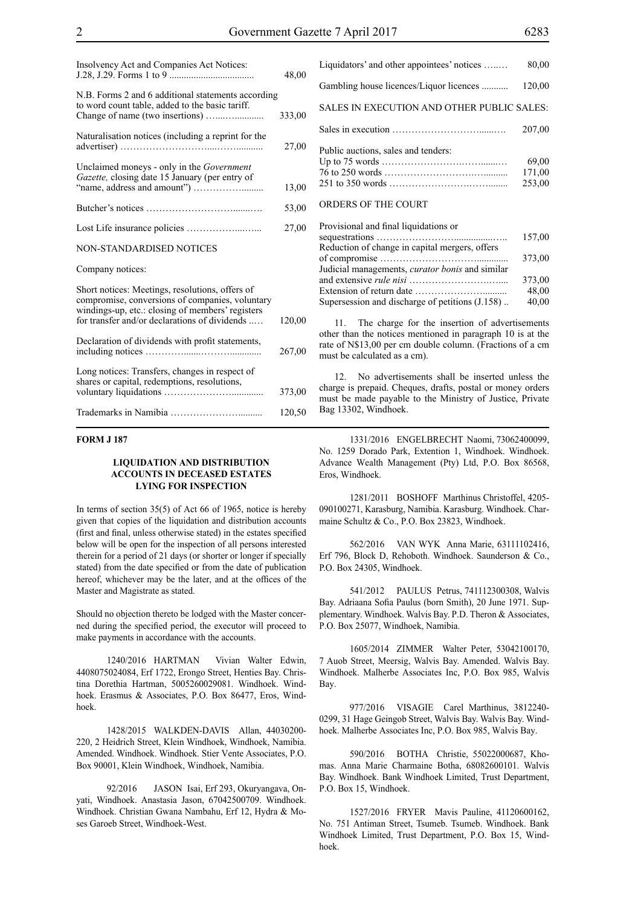| | |
|---|---|
| Insolvency Act and Companies Act Notices: J.28, J.29. Forms 1 to 9 | 48,00 |
| N.B. Forms 2 and 6 additional statements according to word count table, added to the basic tariff. Change of name (two insertions) | 333,00 |
| Naturalisation notices (including a reprint for the advertiser) | 27,00 |
| Unclaimed moneys - only in the *Government Gazette,* closing date 15 January (per entry of "name, address and amount") | 13,00 |
| Butcher's notices | 53,00 |
| Lost Life insurance policies | 27,00 |

NON-STANDARDISED NOTICES

Company notices:

| | |
|---|---|
| Short notices: Meetings, resolutions, offers of compromise, conversions of companies, voluntary windings-up, etc.: closing of members' registers for transfer and/or declarations of dividends | 120,00 |
| Declaration of dividends with profit statements, including notices | 267,00 |
| Long notices: Transfers, changes in respect of shares or capital, redemptions, resolutions, voluntary liquidations | 373,00 |
| Trademarks in Namibia | 120,50 |
| Liquidators' and other appointees' notices | 80,00 |
| Gambling house licences/Liquor licences | 120,00 |

SALES IN EXECUTION AND OTHER PUBLIC SALES:

| | |
|---|---|
| Sales in execution | 207,00 |
| Public auctions, sales and tenders: | |
| Up to 75 words | 69,00 |
| 76 to 250 words | 171,00 |
| 251 to 350 words | 253,00 |

ORDERS OF THE COURT

| | |
|---|---|
| Provisional and final liquidations or sequestrations | 157,00 |
| Reduction of change in capital mergers, offers of compromise | 373,00 |
| Judicial managements, *curator bonis* and similar and extensive *rule nisi* | 373,00 |
| Extension of return date | 48,00 |
| Supersession and discharge of petitions (J.158) | 40,00 |

11. The charge for the insertion of advertisements other than the notices mentioned in paragraph 10 is at the rate of N$13,00 per cm double column. (Fractions of a cm must be calculated as a cm).

12. No advertisements shall be inserted unless the charge is prepaid. Cheques, drafts, postal or money orders must be made payable to the Ministry of Justice, Private Bag 13302, Windhoek.

**FORM J 187**

**LIQUIDATION AND DISTRIBUTION ACCOUNTS IN DECEASED ESTATES LYING FOR INSPECTION**

In terms of section 35(5) of Act 66 of 1965, notice is hereby given that copies of the liquidation and distribution accounts (first and final, unless otherwise stated) in the estates specified below will be open for the inspection of all persons interested therein for a period of 21 days (or shorter or longer if specially stated) from the date specified or from the date of publication hereof, whichever may be the later, and at the offices of the Master and Magistrate as stated.

Should no objection thereto be lodged with the Master concerned during the specified period, the executor will proceed to make payments in accordance with the accounts.

1240/2016 HARTMAN Vivian Walter Edwin, 4408075024084, Erf 1722, Erongo Street, Henties Bay. Christina Dorethia Hartman, 5005260029081. Windhoek. Windhoek. Erasmus & Associates, P.O. Box 86477, Eros, Windhoek.

1428/2015 WALKDEN-DAVIS Allan, 44030200-220, 2 Heidrich Street, Klein Windhoek, Windhoek, Namibia. Amended. Windhoek. Windhoek. Stier Vente Associates, P.O. Box 90001, Klein Windhoek, Windhoek, Namibia.

92/2016 JASON Isai, Erf 293, Okuryangava, Onyati, Windhoek. Anastasia Jason, 67042500709. Windhoek. Windhoek. Christian Gwana Nambahu, Erf 12, Hydra & Moses Garoeb Street, Windhoek-West.

1331/2016 ENGELBRECHT Naomi, 73062400099, No. 1259 Dorado Park, Extention 1, Windhoek. Windhoek. Advance Wealth Management (Pty) Ltd, P.O. Box 86568, Eros, Windhoek.

1281/2011 BOSHOFF Marthinus Christoffel, 4205-090100271, Karasburg, Namibia. Karasburg. Windhoek. Charmaine Schultz & Co., P.O. Box 23823, Windhoek.

562/2016 VAN WYK Anna Marie, 63111102416, Erf 796, Block D, Rehoboth. Windhoek. Saunderson & Co., P.O. Box 24305, Windhoek.

541/2012 PAULUS Petrus, 741112300308, Walvis Bay. Adriaana Sofia Paulus (born Smith), 20 June 1971. Supplementary. Windhoek. Walvis Bay. P.D. Theron & Associates, P.O. Box 25077, Windhoek, Namibia.

1605/2014 ZIMMER Walter Peter, 53042100170, 7 Auob Street, Meersig, Walvis Bay. Amended. Walvis Bay. Windhoek. Malherbe Associates Inc, P.O. Box 985, Walvis Bay.

977/2016 VISAGIE Carel Marthinus, 3812240-0299, 31 Hage Geingob Street, Walvis Bay. Walvis Bay. Windhoek. Malherbe Associates Inc, P.O. Box 985, Walvis Bay.

590/2016 BOTHA Christie, 55022000687, Khomas. Anna Marie Charmaine Botha, 68082600101. Walvis Bay. Windhoek. Bank Windhoek Limited, Trust Department, P.O. Box 15, Windhoek.

1527/2016 FRYER Mavis Pauline, 41120600162, No. 751 Antiman Street, Tsumeb. Tsumeb. Windhoek. Bank Windhoek Limited, Trust Department, P.O. Box 15, Windhoek.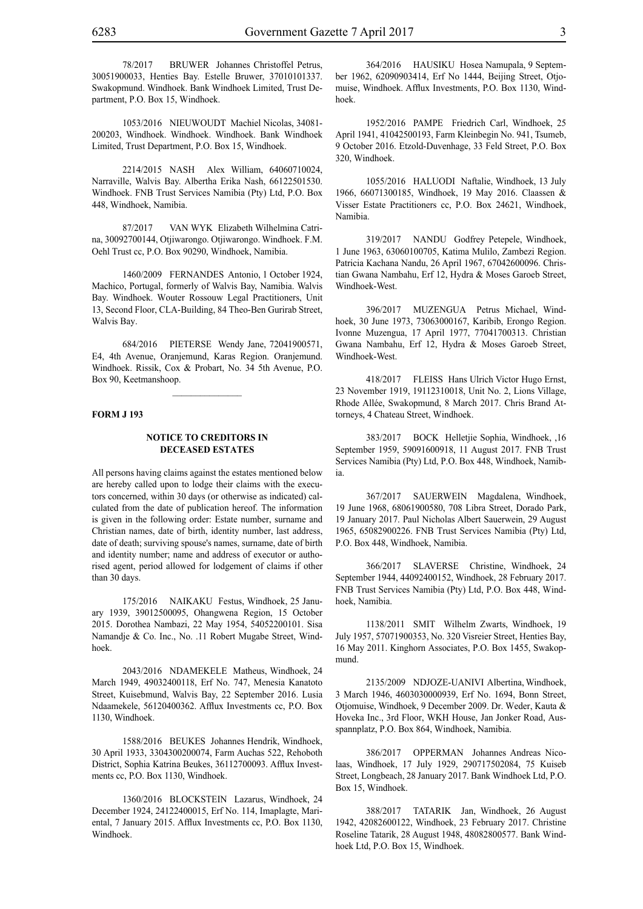78/2017 BRUWER Johannes Christoffel Petrus, 30051900033, Henties Bay. Estelle Bruwer, 37010101337. Swakopmund. Windhoek. Bank Windhoek Limited, Trust Department, P.O. Box 15, Windhoek.

1053/2016 NIEUWOUDT Machiel Nicolas, 34081-200203, Windhoek. Windhoek. Windhoek. Bank Windhoek Limited, Trust Department, P.O. Box 15, Windhoek.

2214/2015 NASH Alex William, 64060710024, Narraville, Walvis Bay. Albertha Erika Nash, 66122501530. Windhoek. FNB Trust Services Namibia (Pty) Ltd, P.O. Box 448, Windhoek, Namibia.

87/2017 VAN WYK Elizabeth Wilhelmina Catrina, 30092700144, Otjiwarongo. Otjiwarongo. Windhoek. F.M. Oehl Trust cc, P.O. Box 90290, Windhoek, Namibia.

1460/2009 FERNANDES Antonio, 1 October 1924, Machico, Portugal, formerly of Walvis Bay, Namibia. Walvis Bay. Windhoek. Wouter Rossouw Legal Practitioners, Unit 13, Second Floor, CLA-Building, 84 Theo-Ben Gurirab Street, Walvis Bay.

684/2016 PIETERSE Wendy Jane, 72041900571, E4, 4th Avenue, Oranjemund, Karas Region. Oranjemund. Windhoek. Rissik, Cox & Probart, No. 34 5th Avenue, P.O. Box 90, Keetmanshoop.

---

**FORM J 193**

## NOTICE TO CREDITORS IN DECEASED ESTATES

All persons having claims against the estates mentioned below are hereby called upon to lodge their claims with the executors concerned, within 30 days (or otherwise as indicated) calculated from the date of publication hereof. The information is given in the following order: Estate number, surname and Christian names, date of birth, identity number, last address, date of death; surviving spouse's names, surname, date of birth and identity number; name and address of executor or authorised agent, period allowed for lodgement of claims if other than 30 days.

175/2016 NAIKAKU Festus, Windhoek, 25 January 1939, 39012500095, Ohangwena Region, 15 October 2015. Dorothea Nambazi, 22 May 1954, 54052200101. Sisa Namandje & Co. Inc., No. .11 Robert Mugabe Street, Windhoek.

2043/2016 NDAMEKELE Matheus, Windhoek, 24 March 1949, 49032400118, Erf No. 747, Menesia Kanatoto Street, Kuisebmund, Walvis Bay, 22 September 2016. Lusia Ndaamekele, 56120400362. Afflux Investments cc, P.O. Box 1130, Windhoek.

1588/2016 BEUKES Johannes Hendrik, Windhoek, 30 April 1933, 3304300200074, Farm Auchas 522, Rehoboth District, Sophia Katrina Beukes, 36112700093. Afflux Investments cc, P.O. Box 1130, Windhoek.

1360/2016 BLOCKSTEIN Lazarus, Windhoek, 24 December 1924, 24122400015, Erf No. 114, Imaplagte, Mariental, 7 January 2015. Afflux Investments cc, P.O. Box 1130, Windhoek.

364/2016 HAUSIKU Hosea Namupala, 9 September 1962, 62090903414, Erf No 1444, Beijing Street, Otjomuise, Windhoek. Afflux Investments, P.O. Box 1130, Windhoek.

1952/2016 PAMPE Friedrich Carl, Windhoek, 25 April 1941, 41042500193, Farm Kleinbegin No. 941, Tsumeb, 9 October 2016. Etzold-Duvenhage, 33 Feld Street, P.O. Box 320, Windhoek.

1055/2016 HALUODI Naftalie, Windhoek, 13 July 1966, 66071300185, Windhoek, 19 May 2016. Claassen & Visser Estate Practitioners cc, P.O. Box 24621, Windhoek, Namibia.

319/2017 NANDU Godfrey Petepele, Windhoek, 1 June 1963, 63060100705, Katima Mulilo, Zambezi Region. Patricia Kachana Nandu, 26 April 1967, 67042600096. Christian Gwana Nambahu, Erf 12, Hydra & Moses Garoeb Street, Windhoek-West.

396/2017 MUZENGUA Petrus Michael, Windhoek, 30 June 1973, 73063000167, Karibib, Erongo Region. Ivonne Muzengua, 17 April 1977, 77041700313. Christian Gwana Nambahu, Erf 12, Hydra & Moses Garoeb Street, Windhoek-West.

418/2017 FLEISS Hans Ulrich Victor Hugo Ernst, 23 November 1919, 19112310018, Unit No. 2, Lions Village, Rhode Allée, Swakopmund, 8 March 2017. Chris Brand Attorneys, 4 Chateau Street, Windhoek.

383/2017 BOCK Helletjie Sophia, Windhoek, ,16 September 1959, 59091600918, 11 August 2017. FNB Trust Services Namibia (Pty) Ltd, P.O. Box 448, Windhoek, Namibia.

367/2017 SAUERWEIN Magdalena, Windhoek, 19 June 1968, 68061900580, 708 Libra Street, Dorado Park, 19 January 2017. Paul Nicholas Albert Sauerwein, 29 August 1965, 65082900226. FNB Trust Services Namibia (Pty) Ltd, P.O. Box 448, Windhoek, Namibia.

366/2017 SLAVERSE Christine, Windhoek, 24 September 1944, 44092400152, Windhoek, 28 February 2017. FNB Trust Services Namibia (Pty) Ltd, P.O. Box 448, Windhoek, Namibia.

1138/2011 SMIT Wilhelm Zwarts, Windhoek, 19 July 1957, 57071900353, No. 320 Visreier Street, Henties Bay, 16 May 2011. Kinghorn Associates, P.O. Box 1455, Swakopmund.

2135/2009 NDJOZE-UANIVI Albertina, Windhoek, 3 March 1946, 4603030000939, Erf No. 1694, Bonn Street, Otjomuise, Windhoek, 9 December 2009. Dr. Weder, Kauta & Hoveka Inc., 3rd Floor, WKH House, Jan Jonker Road, Ausspannplatz, P.O. Box 864, Windhoek, Namibia.

386/2017 OPPERMAN Johannes Andreas Nicolaas, Windhoek, 17 July 1929, 290717502084, 75 Kuiseb Street, Longbeach, 28 January 2017. Bank Windhoek Ltd, P.O. Box 15, Windhoek.

388/2017 TATARIK Jan, Windhoek, 26 August 1942, 42082600122, Windhoek, 23 February 2017. Christine Roseline Tatarik, 28 August 1948, 48082800577. Bank Windhoek Ltd, P.O. Box 15, Windhoek.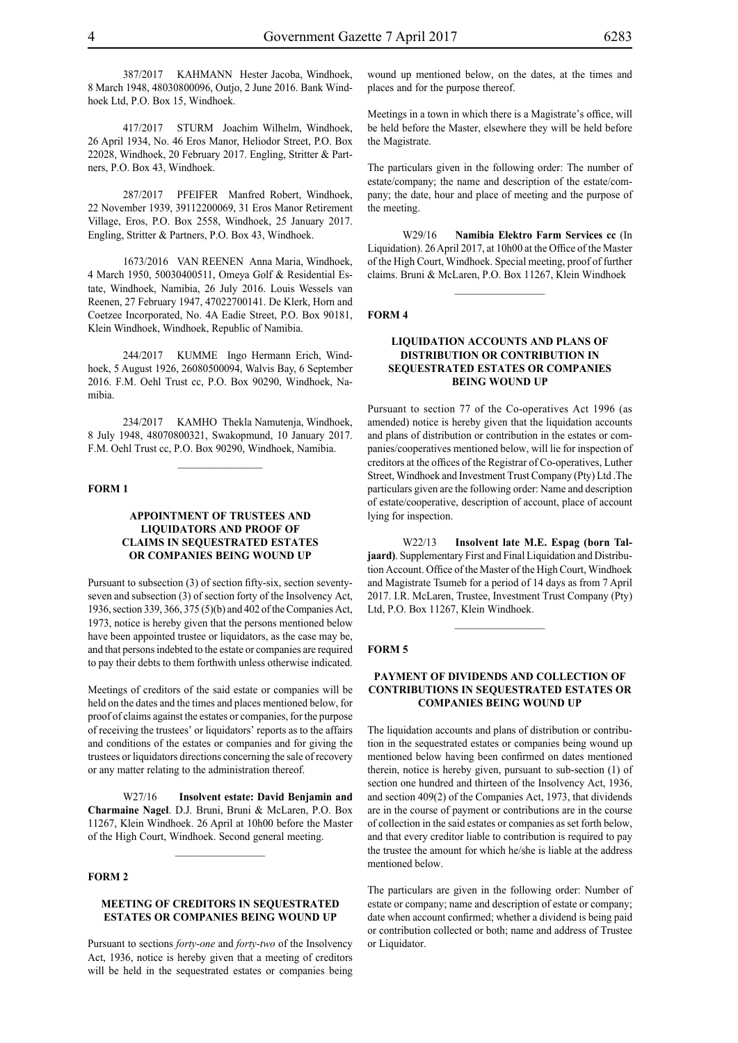387/2017 KAHMANN Hester Jacoba, Windhoek, 8 March 1948, 48030800096, Outjo, 2 June 2016. Bank Windhoek Ltd, P.O. Box 15, Windhoek.

417/2017 STURM Joachim Wilhelm, Windhoek, 26 April 1934, No. 46 Eros Manor, Heliodor Street, P.O. Box 22028, Windhoek, 20 February 2017. Engling, Stritter & Partners, P.O. Box 43, Windhoek.

287/2017 PFEIFER Manfred Robert, Windhoek, 22 November 1939, 39112200069, 31 Eros Manor Retirement Village, Eros, P.O. Box 2558, Windhoek, 25 January 2017. Engling, Stritter & Partners, P.O. Box 43, Windhoek.

1673/2016 VAN REENEN Anna Maria, Windhoek, 4 March 1950, 50030400511, Omeya Golf & Residential Estate, Windhoek, Namibia, 26 July 2016. Louis Wessels van Reenen, 27 February 1947, 47022700141. De Klerk, Horn and Coetzee Incorporated, No. 4A Eadie Street, P.O. Box 90181, Klein Windhoek, Windhoek, Republic of Namibia.

244/2017 KUMME Ingo Hermann Erich, Windhoek, 5 August 1926, 26080500094, Walvis Bay, 6 September 2016. F.M. Oehl Trust cc, P.O. Box 90290, Windhoek, Namibia.

234/2017 KAMHO Thekla Namutenja, Windhoek, 8 July 1948, 48070800321, Swakopmund, 10 January 2017. F.M. Oehl Trust cc, P.O. Box 90290, Windhoek, Namibia.

---

**FORM 1**

### APPOINTMENT OF TRUSTEES AND LIQUIDATORS AND PROOF OF CLAIMS IN SEQUESTRATED ESTATES OR COMPANIES BEING WOUND UP

Pursuant to subsection (3) of section fifty-six, section seventy-seven and subsection (3) of section forty of the Insolvency Act, 1936, section 339, 366, 375 (5)(b) and 402 of the Companies Act, 1973, notice is hereby given that the persons mentioned below have been appointed trustee or liquidators, as the case may be, and that persons indebted to the estate or companies are required to pay their debts to them forthwith unless otherwise indicated.

Meetings of creditors of the said estate or companies will be held on the dates and the times and places mentioned below, for proof of claims against the estates or companies, for the purpose of receiving the trustees' or liquidators' reports as to the affairs and conditions of the estates or companies and for giving the trustees or liquidators directions concerning the sale of recovery or any matter relating to the administration thereof.

W27/16 **Insolvent estate: David Benjamin and Charmaine Nagel**. D.J. Bruni, Bruni & McLaren, P.O. Box 11267, Klein Windhoek. 26 April at 10h00 before the Master of the High Court, Windhoek. Second general meeting.

---

**FORM 2**

### MEETING OF CREDITORS IN SEQUESTRATED ESTATES OR COMPANIES BEING WOUND UP

Pursuant to sections *forty-one* and *forty-two* of the Insolvency Act, 1936, notice is hereby given that a meeting of creditors will be held in the sequestrated estates or companies being wound up mentioned below, on the dates, at the times and places and for the purpose thereof.

Meetings in a town in which there is a Magistrate's office, will be held before the Master, elsewhere they will be held before the Magistrate.

The particulars given in the following order: The number of estate/company; the name and description of the estate/company; the date, hour and place of meeting and the purpose of the meeting.

W29/16 **Namibia Elektro Farm Services cc** (In Liquidation). 26 April 2017, at 10h00 at the Office of the Master of the High Court, Windhoek. Special meeting, proof of further claims. Bruni & McLaren, P.O. Box 11267, Klein Windhoek

---

**FORM 4**

### LIQUIDATION ACCOUNTS AND PLANS OF DISTRIBUTION OR CONTRIBUTION IN SEQUESTRATED ESTATES OR COMPANIES BEING WOUND UP

Pursuant to section 77 of the Co-operatives Act 1996 (as amended) notice is hereby given that the liquidation accounts and plans of distribution or contribution in the estates or companies/cooperatives mentioned below, will lie for inspection of creditors at the offices of the Registrar of Co-operatives, Luther Street, Windhoek and Investment Trust Company (Pty) Ltd .The particulars given are the following order: Name and description of estate/cooperative, description of account, place of account lying for inspection.

W22/13 **Insolvent late M.E. Espag (born Taljaard)**. Supplementary First and Final Liquidation and Distribution Account. Office of the Master of the High Court, Windhoek and Magistrate Tsumeb for a period of 14 days as from 7 April 2017. I.R. McLaren, Trustee, Investment Trust Company (Pty) Ltd, P.O. Box 11267, Klein Windhoek.

---

**FORM 5**

### PAYMENT OF DIVIDENDS AND COLLECTION OF CONTRIBUTIONS IN SEQUESTRATED ESTATES OR COMPANIES BEING WOUND UP

The liquidation accounts and plans of distribution or contribution in the sequestrated estates or companies being wound up mentioned below having been confirmed on dates mentioned therein, notice is hereby given, pursuant to sub-section (1) of section one hundred and thirteen of the Insolvency Act, 1936, and section 409(2) of the Companies Act, 1973, that dividends are in the course of payment or contributions are in the course of collection in the said estates or companies as set forth below, and that every creditor liable to contribution is required to pay the trustee the amount for which he/she is liable at the address mentioned below.

The particulars are given in the following order: Number of estate or company; name and description of estate or company; date when account confirmed; whether a dividend is being paid or contribution collected or both; name and address of Trustee or Liquidator.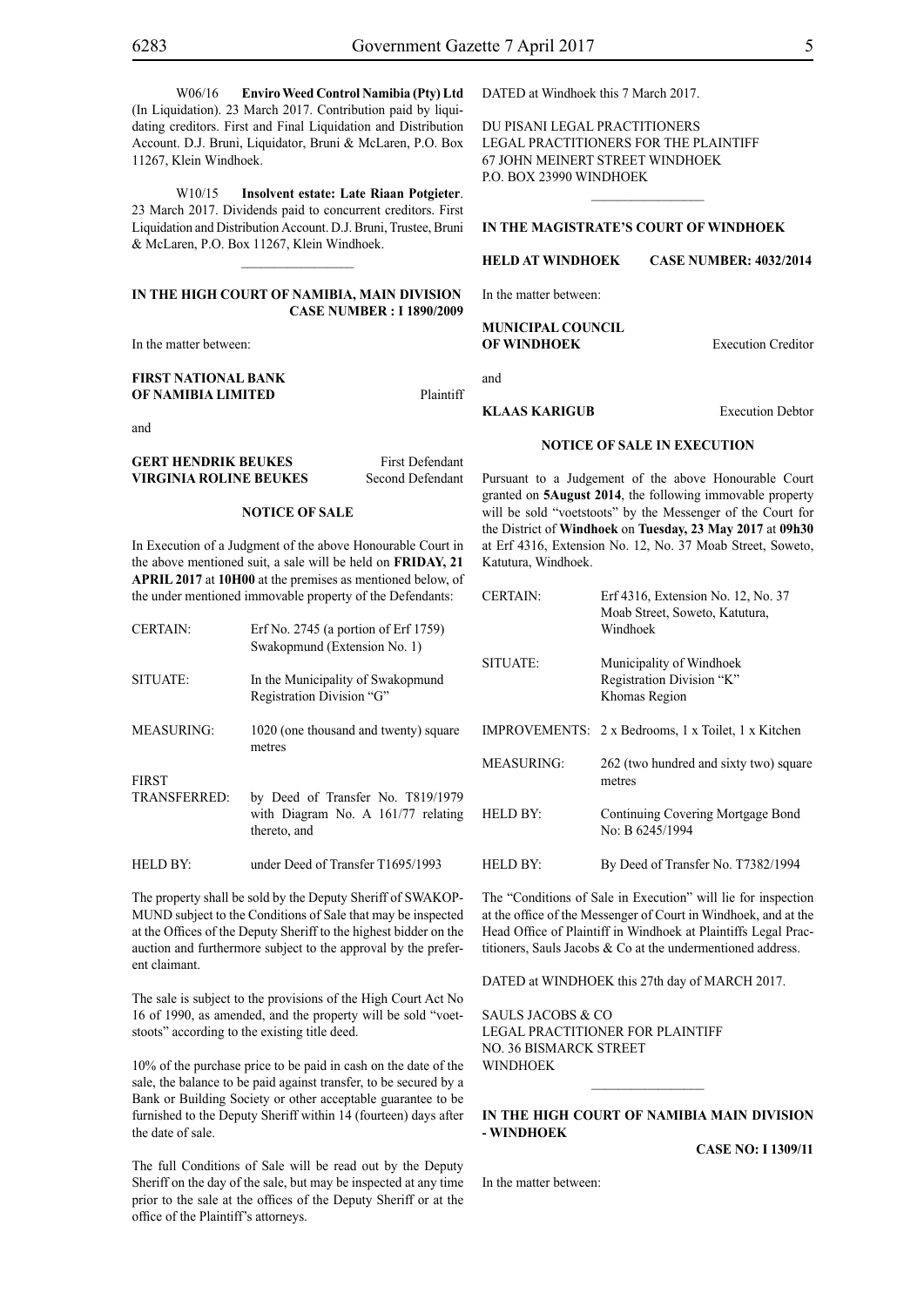W06/16 **Enviro Weed Control Namibia (Pty) Ltd** (In Liquidation). 23 March 2017. Contribution paid by liquidating creditors. First and Final Liquidation and Distribution Account. D.J. Bruni, Liquidator, Bruni & McLaren, P.O. Box 11267, Klein Windhoek.

W10/15 **Insolvent estate: Late Riaan Potgieter**. 23 March 2017. Dividends paid to concurrent creditors. First Liquidation and Distribution Account. D.J. Bruni, Trustee, Bruni & McLaren, P.O. Box 11267, Klein Windhoek.

---

**IN THE HIGH COURT OF NAMIBIA, MAIN DIVISION**
**CASE NUMBER : I 1890/2009**

In the matter between:

**FIRST NATIONAL BANK OF NAMIBIA LIMITED** — Plaintiff

and

**GERT HENDRIK BEUKES** — First Defendant
**VIRGINIA ROLINE BEUKES** — Second Defendant

**NOTICE OF SALE**

In Execution of a Judgment of the above Honourable Court in the above mentioned suit, a sale will be held on **FRIDAY, 21 APRIL 2017** at **10H00** at the premises as mentioned below, of the under mentioned immovable property of the Defendants:

| | |
|---|---|
| CERTAIN: | Erf No. 2745 (a portion of Erf 1759) Swakopmund (Extension No. 1) |
| SITUATE: | In the Municipality of Swakopmund Registration Division "G" |
| MEASURING: | 1020 (one thousand and twenty) square metres |
| FIRST TRANSFERRED: | by Deed of Transfer No. T819/1979 with Diagram No. A 161/77 relating thereto, and |
| HELD BY: | under Deed of Transfer T1695/1993 |

The property shall be sold by the Deputy Sheriff of SWAKOPMUND subject to the Conditions of Sale that may be inspected at the Offices of the Deputy Sheriff to the highest bidder on the auction and furthermore subject to the approval by the preferent claimant.

The sale is subject to the provisions of the High Court Act No 16 of 1990, as amended, and the property will be sold "voetstoots" according to the existing title deed.

10% of the purchase price to be paid in cash on the date of the sale, the balance to be paid against transfer, to be secured by a Bank or Building Society or other acceptable guarantee to be furnished to the Deputy Sheriff within 14 (fourteen) days after the date of sale.

The full Conditions of Sale will be read out by the Deputy Sheriff on the day of the sale, but may be inspected at any time prior to the sale at the offices of the Deputy Sheriff or at the office of the Plaintiff's attorneys.

DATED at Windhoek this 7 March 2017.

DU PISANI LEGAL PRACTITIONERS
LEGAL PRACTITIONERS FOR THE PLAINTIFF
67 JOHN MEINERT STREET WINDHOEK
P.O. BOX 23990 WINDHOEK

---

**IN THE MAGISTRATE'S COURT OF WINDHOEK**

**HELD AT WINDHOEK** **CASE NUMBER: 4032/2014**

In the matter between:

**MUNICIPAL COUNCIL OF WINDHOEK** — Execution Creditor

and

**KLAAS KARIGUB** — Execution Debtor

**NOTICE OF SALE IN EXECUTION**

Pursuant to a Judgement of the above Honourable Court granted on **5August 2014**, the following immovable property will be sold "voetstoots" by the Messenger of the Court for the District of **Windhoek** on **Tuesday, 23 May 2017** at **09h30** at Erf 4316, Extension No. 12, No. 37 Moab Street, Soweto, Katutura, Windhoek.

| | |
|---|---|
| CERTAIN: | Erf 4316, Extension No. 12, No. 37 Moab Street, Soweto, Katutura, Windhoek |
| SITUATE: | Municipality of Windhoek Registration Division "K" Khomas Region |
| IMPROVEMENTS: | 2 x Bedrooms, 1 x Toilet, 1 x Kitchen |
| MEASURING: | 262 (two hundred and sixty two) square metres |
| HELD BY: | Continuing Covering Mortgage Bond No: B 6245/1994 |
| HELD BY: | By Deed of Transfer No. T7382/1994 |

The "Conditions of Sale in Execution" will lie for inspection at the office of the Messenger of Court in Windhoek, and at the Head Office of Plaintiff in Windhoek at Plaintiffs Legal Practitioners, Sauls Jacobs & Co at the undermentioned address.

DATED at WINDHOEK this 27th day of MARCH 2017.

SAULS JACOBS & CO
LEGAL PRACTITIONER FOR PLAINTIFF
NO. 36 BISMARCK STREET
WINDHOEK

---

**IN THE HIGH COURT OF NAMIBIA MAIN DIVISION - WINDHOEK**

**CASE NO: I 1309/11**

In the matter between: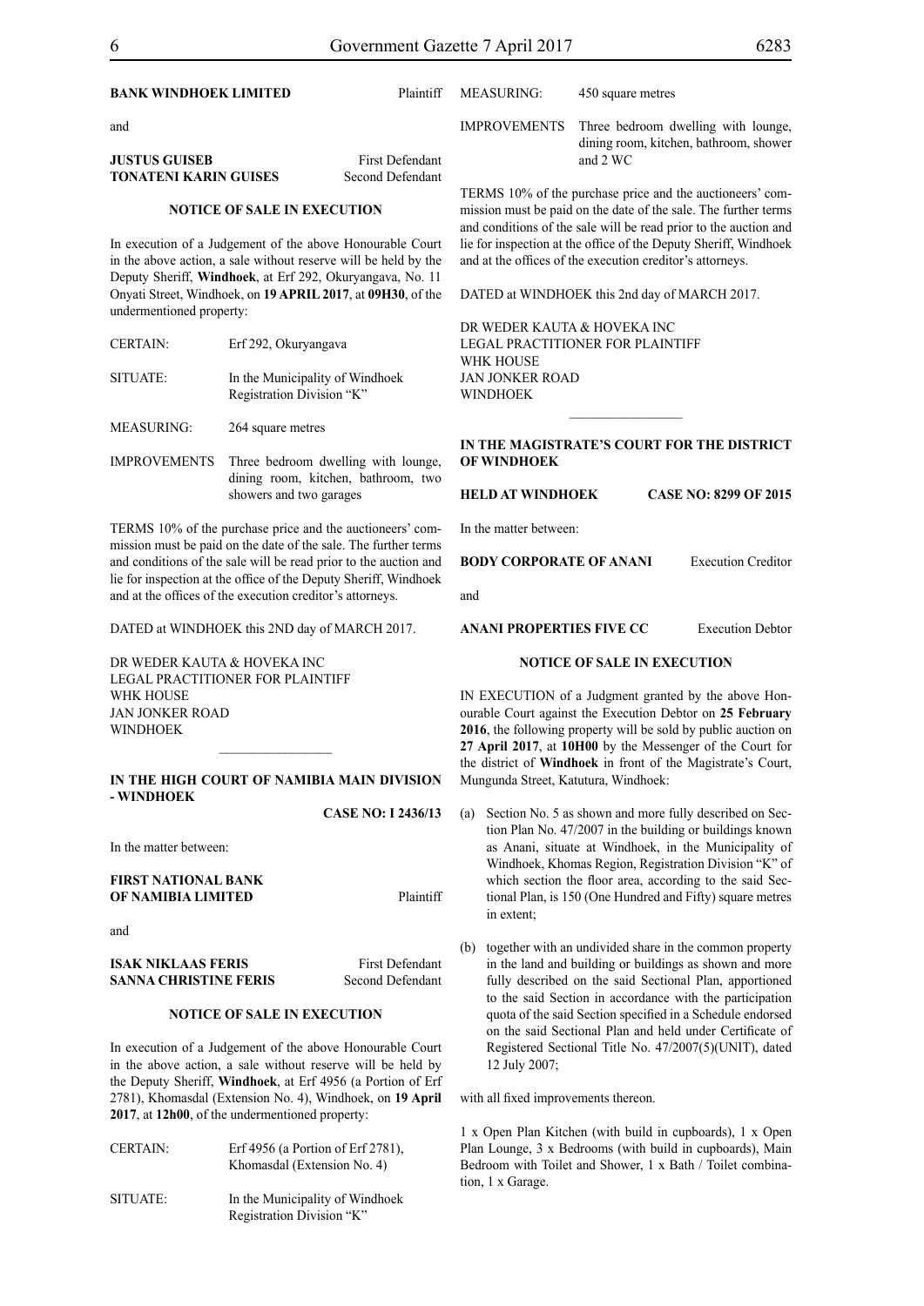**BANK WINDHOEK LIMITED** Plaintiff

and

**JUSTUS GUISEB** First Defendant
**TONATENI KARIN GUISES** Second Defendant

**NOTICE OF SALE IN EXECUTION**

In execution of a Judgement of the above Honourable Court in the above action, a sale without reserve will be held by the Deputy Sheriff, **Windhoek**, at Erf 292, Okuryangava, No. 11 Onyati Street, Windhoek, on **19 APRIL 2017**, at **09H30**, of the undermentioned property:

| | |
|---|---|
| CERTAIN: | Erf 292, Okuryangava |
| SITUATE: | In the Municipality of Windhoek Registration Division "K" |
| MEASURING: | 264 square metres |
| IMPROVEMENTS | Three bedroom dwelling with lounge, dining room, kitchen, bathroom, two showers and two garages |

TERMS 10% of the purchase price and the auctioneers' commission must be paid on the date of the sale. The further terms and conditions of the sale will be read prior to the auction and lie for inspection at the office of the Deputy Sheriff, Windhoek and at the offices of the execution creditor's attorneys.

DATED at WINDHOEK this 2ND day of MARCH 2017.

DR WEDER KAUTA & HOVEKA INC
LEGAL PRACTITIONER FOR PLAINTIFF
WHK HOUSE
JAN JONKER ROAD
WINDHOEK

---

**IN THE HIGH COURT OF NAMIBIA MAIN DIVISION - WINDHOEK**

**CASE NO: I 2436/13**

In the matter between:

**FIRST NATIONAL BANK OF NAMIBIA LIMITED** Plaintiff

and

**ISAK NIKLAAS FERIS** First Defendant
**SANNA CHRISTINE FERIS** Second Defendant

**NOTICE OF SALE IN EXECUTION**

In execution of a Judgement of the above Honourable Court in the above action, a sale without reserve will be held by the Deputy Sheriff, **Windhoek**, at Erf 4956 (a Portion of Erf 2781), Khomasdal (Extension No. 4), Windhoek, on **19 April 2017**, at **12h00**, of the undermentioned property:

| | |
|---|---|
| CERTAIN: | Erf 4956 (a Portion of Erf 2781), Khomasdal (Extension No. 4) |
| SITUATE: | In the Municipality of Windhoek Registration Division "K" |
| MEASURING: | 450 square metres |
| IMPROVEMENTS | Three bedroom dwelling with lounge, dining room, kitchen, bathroom, shower and 2 WC |

TERMS 10% of the purchase price and the auctioneers' commission must be paid on the date of the sale. The further terms and conditions of the sale will be read prior to the auction and lie for inspection at the office of the Deputy Sheriff, Windhoek and at the offices of the execution creditor's attorneys.

DATED at WINDHOEK this 2nd day of MARCH 2017.

DR WEDER KAUTA & HOVEKA INC
LEGAL PRACTITIONER FOR PLAINTIFF
WHK HOUSE
JAN JONKER ROAD
WINDHOEK

---

**IN THE MAGISTRATE'S COURT FOR THE DISTRICT OF WINDHOEK**

**HELD AT WINDHOEK** **CASE NO: 8299 OF 2015**

In the matter between:

**BODY CORPORATE OF ANANI** Execution Creditor

and

**ANANI PROPERTIES FIVE CC** Execution Debtor

**NOTICE OF SALE IN EXECUTION**

IN EXECUTION of a Judgment granted by the above Honourable Court against the Execution Debtor on **25 February 2016**, the following property will be sold by public auction on **27 April 2017**, at **10H00** by the Messenger of the Court for the district of **Windhoek** in front of the Magistrate's Court, Mungunda Street, Katutura, Windhoek:

(a) Section No. 5 as shown and more fully described on Section Plan No. 47/2007 in the building or buildings known as Anani, situate at Windhoek, in the Municipality of Windhoek, Khomas Region, Registration Division "K" of which section the floor area, according to the said Sectional Plan, is 150 (One Hundred and Fifty) square metres in extent;

(b) together with an undivided share in the common property in the land and building or buildings as shown and more fully described on the said Sectional Plan, apportioned to the said Section in accordance with the participation quota of the said Section specified in a Schedule endorsed on the said Sectional Plan and held under Certificate of Registered Sectional Title No. 47/2007(5)(UNIT), dated 12 July 2007;

with all fixed improvements thereon.

1 x Open Plan Kitchen (with build in cupboards), 1 x Open Plan Lounge, 3 x Bedrooms (with build in cupboards), Main Bedroom with Toilet and Shower, 1 x Bath / Toilet combination, 1 x Garage.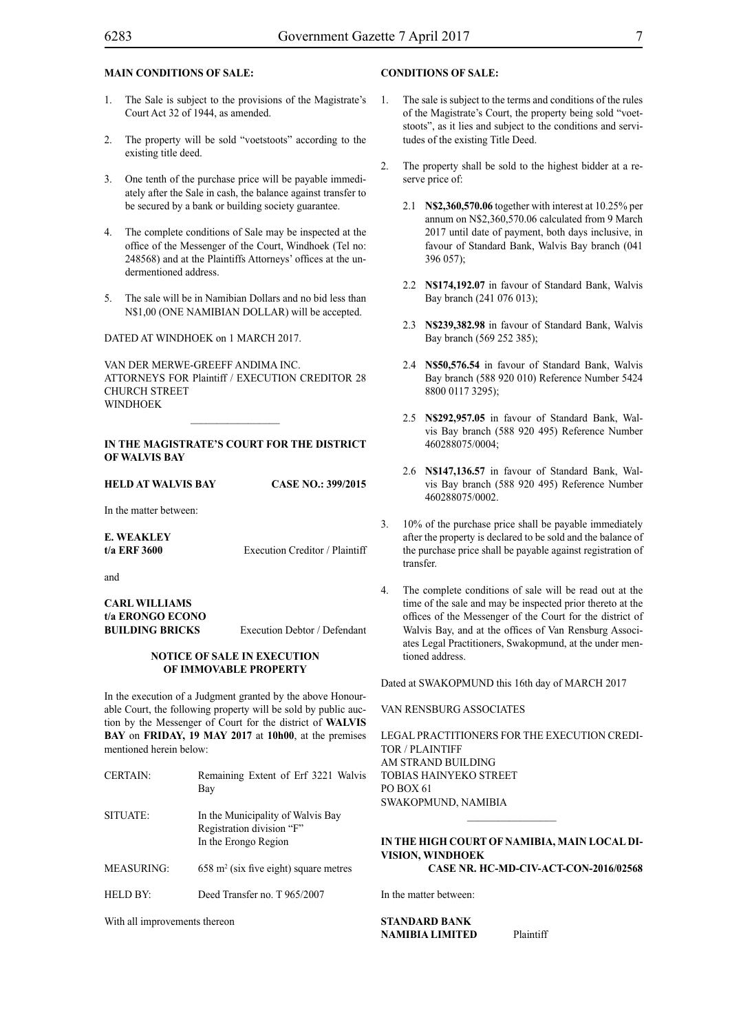**MAIN CONDITIONS OF SALE:**

1. The Sale is subject to the provisions of the Magistrate's Court Act 32 of 1944, as amended.

2. The property will be sold "voetstoots" according to the existing title deed.

3. One tenth of the purchase price will be payable immediately after the Sale in cash, the balance against transfer to be secured by a bank or building society guarantee.

4. The complete conditions of Sale may be inspected at the office of the Messenger of the Court, Windhoek (Tel no: 248568) and at the Plaintiffs Attorneys' offices at the undermentioned address.

5. The sale will be in Namibian Dollars and no bid less than N$1,00 (ONE NAMIBIAN DOLLAR) will be accepted.

DATED AT WINDHOEK on 1 MARCH 2017.

VAN DER MERWE-GREEFF ANDIMA INC.
ATTORNEYS FOR Plaintiff / EXECUTION CREDITOR 28 CHURCH STREET
WINDHOEK

---

**IN THE MAGISTRATE'S COURT FOR THE DISTRICT OF WALVIS BAY**

**HELD AT WALVIS BAY** **CASE NO.: 399/2015**

In the matter between:

**E. WEAKLEY**
**t/a ERF 3600** Execution Creditor / Plaintiff

and

**CARL WILLIAMS**
**t/a ERONGO ECONO**
**BUILDING BRICKS** Execution Debtor / Defendant

**NOTICE OF SALE IN EXECUTION OF IMMOVABLE PROPERTY**

In the execution of a Judgment granted by the above Honourable Court, the following property will be sold by public auction by the Messenger of Court for the district of **WALVIS BAY** on **FRIDAY, 19 MAY 2017** at **10h00**, at the premises mentioned herein below:

| | |
|---|---|
| CERTAIN: | Remaining Extent of Erf 3221 Walvis Bay |
| SITUATE: | In the Municipality of Walvis Bay<br>Registration division "F"<br>In the Erongo Region |
| MEASURING: | 658 m² (six five eight) square metres |
| HELD BY: | Deed Transfer no. T 965/2007 |

With all improvements thereon

**CONDITIONS OF SALE:**

1. The sale is subject to the terms and conditions of the rules of the Magistrate's Court, the property being sold "voetstoots", as it lies and subject to the conditions and servitudes of the existing Title Deed.

2. The property shall be sold to the highest bidder at a reserve price of:

   2.1 **N$2,360,570.06** together with interest at 10.25% per annum on N$2,360,570.06 calculated from 9 March 2017 until date of payment, both days inclusive, in favour of Standard Bank, Walvis Bay branch (041 396 057);

   2.2 **N$174,192.07** in favour of Standard Bank, Walvis Bay branch (241 076 013);

   2.3 **N$239,382.98** in favour of Standard Bank, Walvis Bay branch (569 252 385);

   2.4 **N$50,576.54** in favour of Standard Bank, Walvis Bay branch (588 920 010) Reference Number 5424 8800 0117 3295);

   2.5 **N$292,957.05** in favour of Standard Bank, Walvis Bay branch (588 920 495) Reference Number 460288075/0004;

   2.6 **N$147,136.57** in favour of Standard Bank, Walvis Bay branch (588 920 495) Reference Number 460288075/0002.

3. 10% of the purchase price shall be payable immediately after the property is declared to be sold and the balance of the purchase price shall be payable against registration of transfer.

4. The complete conditions of sale will be read out at the time of the sale and may be inspected prior thereto at the offices of the Messenger of the Court for the district of Walvis Bay, and at the offices of Van Rensburg Associates Legal Practitioners, Swakopmund, at the under mentioned address.

Dated at SWAKOPMUND this 16th day of MARCH 2017

VAN RENSBURG ASSOCIATES

LEGAL PRACTITIONERS FOR THE EXECUTION CREDITOR / PLAINTIFF
AM STRAND BUILDING
TOBIAS HAINYEKO STREET
PO BOX 61
SWAKOPMUND, NAMIBIA

---

**IN THE HIGH COURT OF NAMIBIA, MAIN LOCAL DIVISION, WINDHOEK**
**CASE NR. HC-MD-CIV-ACT-CON-2016/02568**

In the matter between:

**STANDARD BANK**
**NAMIBIA LIMITED** Plaintiff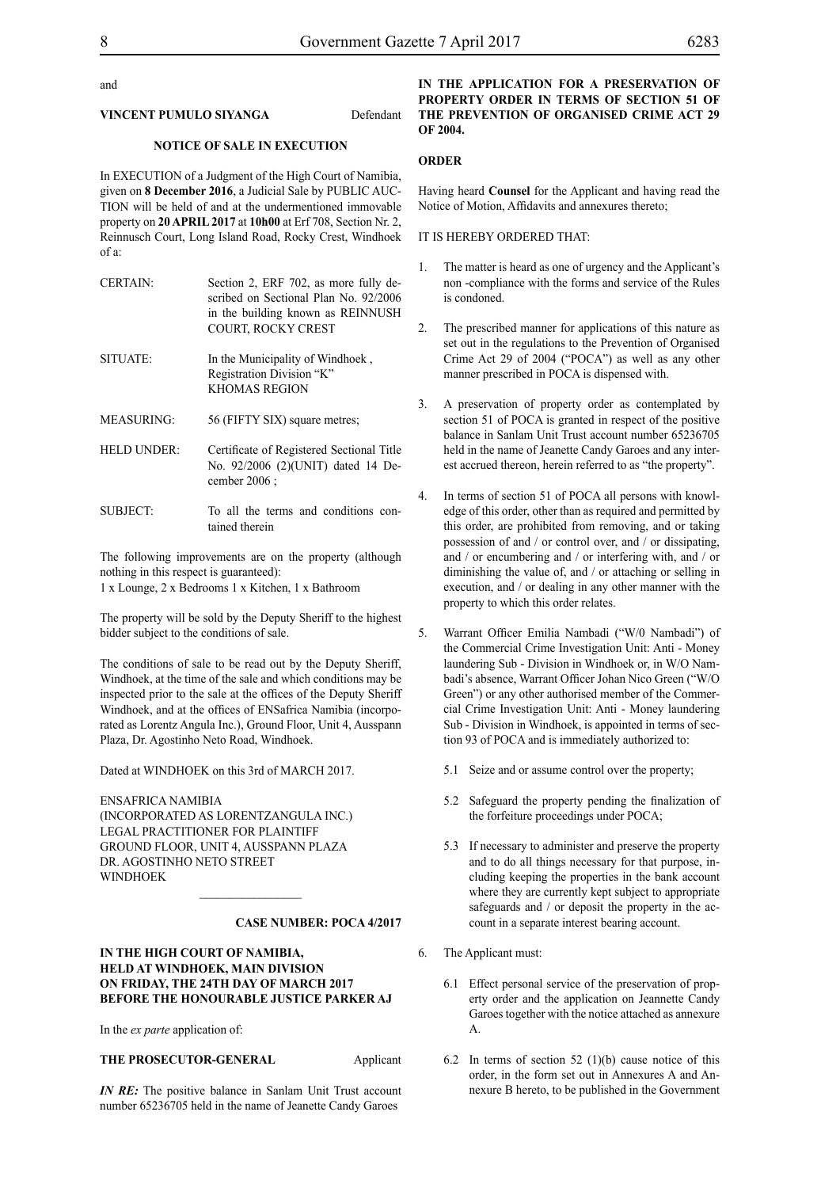and

**VINCENT PUMULO SIYANGA** Defendant

**NOTICE OF SALE IN EXECUTION**

In EXECUTION of a Judgment of the High Court of Namibia, given on **8 December 2016**, a Judicial Sale by PUBLIC AUCTION will be held of and at the undermentioned immovable property on **20 APRIL 2017** at **10h00** at Erf 708, Section Nr. 2, Reinnusch Court, Long Island Road, Rocky Crest, Windhoek of a:

| | |
|---|---|
| CERTAIN: | Section 2, ERF 702, as more fully described on Sectional Plan No. 92/2006 in the building known as REINNUSH COURT, ROCKY CREST |
| SITUATE: | In the Municipality of Windhoek, Registration Division "K" KHOMAS REGION |
| MEASURING: | 56 (FIFTY SIX) square metres; |
| HELD UNDER: | Certificate of Registered Sectional Title No. 92/2006 (2)(UNIT) dated 14 December 2006 ; |
| SUBJECT: | To all the terms and conditions contained therein |

The following improvements are on the property (although nothing in this respect is guaranteed):
1 x Lounge, 2 x Bedrooms 1 x Kitchen, 1 x Bathroom

The property will be sold by the Deputy Sheriff to the highest bidder subject to the conditions of sale.

The conditions of sale to be read out by the Deputy Sheriff, Windhoek, at the time of the sale and which conditions may be inspected prior to the sale at the offices of the Deputy Sheriff Windhoek, and at the offices of ENSafrica Namibia (incorporated as Lorentz Angula Inc.), Ground Floor, Unit 4, Ausspann Plaza, Dr. Agostinho Neto Road, Windhoek.

Dated at WINDHOEK on this 3rd of MARCH 2017.

ENSAFRICA NAMIBIA
(INCORPORATED AS LORENTZANGULA INC.)
LEGAL PRACTITIONER FOR PLAINTIFF
GROUND FLOOR, UNIT 4, AUSSPANN PLAZA
DR. AGOSTINHO NETO STREET
WINDHOEK

---

**CASE NUMBER: POCA 4/2017**

**IN THE HIGH COURT OF NAMIBIA,
HELD AT WINDHOEK, MAIN DIVISION
ON FRIDAY, THE 24TH DAY OF MARCH 2017
BEFORE THE HONOURABLE JUSTICE PARKER AJ**

In the *ex parte* application of:

**THE PROSECUTOR-GENERAL** Applicant

***IN RE:*** The positive balance in Sanlam Unit Trust account number 65236705 held in the name of Jeanette Candy Garoes

**IN THE APPLICATION FOR A PRESERVATION OF PROPERTY ORDER IN TERMS OF SECTION 51 OF THE PREVENTION OF ORGANISED CRIME ACT 29 OF 2004.**

**ORDER**

Having heard **Counsel** for the Applicant and having read the Notice of Motion, Affidavits and annexures thereto;

IT IS HEREBY ORDERED THAT:

1. The matter is heard as one of urgency and the Applicant's non -compliance with the forms and service of the Rules is condoned.

2. The prescribed manner for applications of this nature as set out in the regulations to the Prevention of Organised Crime Act 29 of 2004 ("POCA") as well as any other manner prescribed in POCA is dispensed with.

3. A preservation of property order as contemplated by section 51 of POCA is granted in respect of the positive balance in Sanlam Unit Trust account number 65236705 held in the name of Jeanette Candy Garoes and any interest accrued thereon, herein referred to as "the property".

4. In terms of section 51 of POCA all persons with knowledge of this order, other than as required and permitted by this order, are prohibited from removing, and or taking possession of and / or control over, and / or dissipating, and / or encumbering and / or interfering with, and / or diminishing the value of, and / or attaching or selling in execution, and / or dealing in any other manner with the property to which this order relates.

5. Warrant Officer Emilia Nambadi ("W/0 Nambadi") of the Commercial Crime Investigation Unit: Anti - Money laundering Sub - Division in Windhoek or, in W/O Nambadi's absence, Warrant Officer Johan Nico Green ("W/O Green") or any other authorised member of the Commercial Crime Investigation Unit: Anti - Money laundering Sub - Division in Windhoek, is appointed in terms of section 93 of POCA and is immediately authorized to:

   5.1 Seize and or assume control over the property;

   5.2 Safeguard the property pending the finalization of the forfeiture proceedings under POCA;

   5.3 If necessary to administer and preserve the property and to do all things necessary for that purpose, including keeping the properties in the bank account where they are currently kept subject to appropriate safeguards and / or deposit the property in the account in a separate interest bearing account.

6. The Applicant must:

   6.1 Effect personal service of the preservation of property order and the application on Jeannette Candy Garoes together with the notice attached as annexure A.

   6.2 In terms of section 52 (1)(b) cause notice of this order, in the form set out in Annexures A and Annexure B hereto, to be published in the Government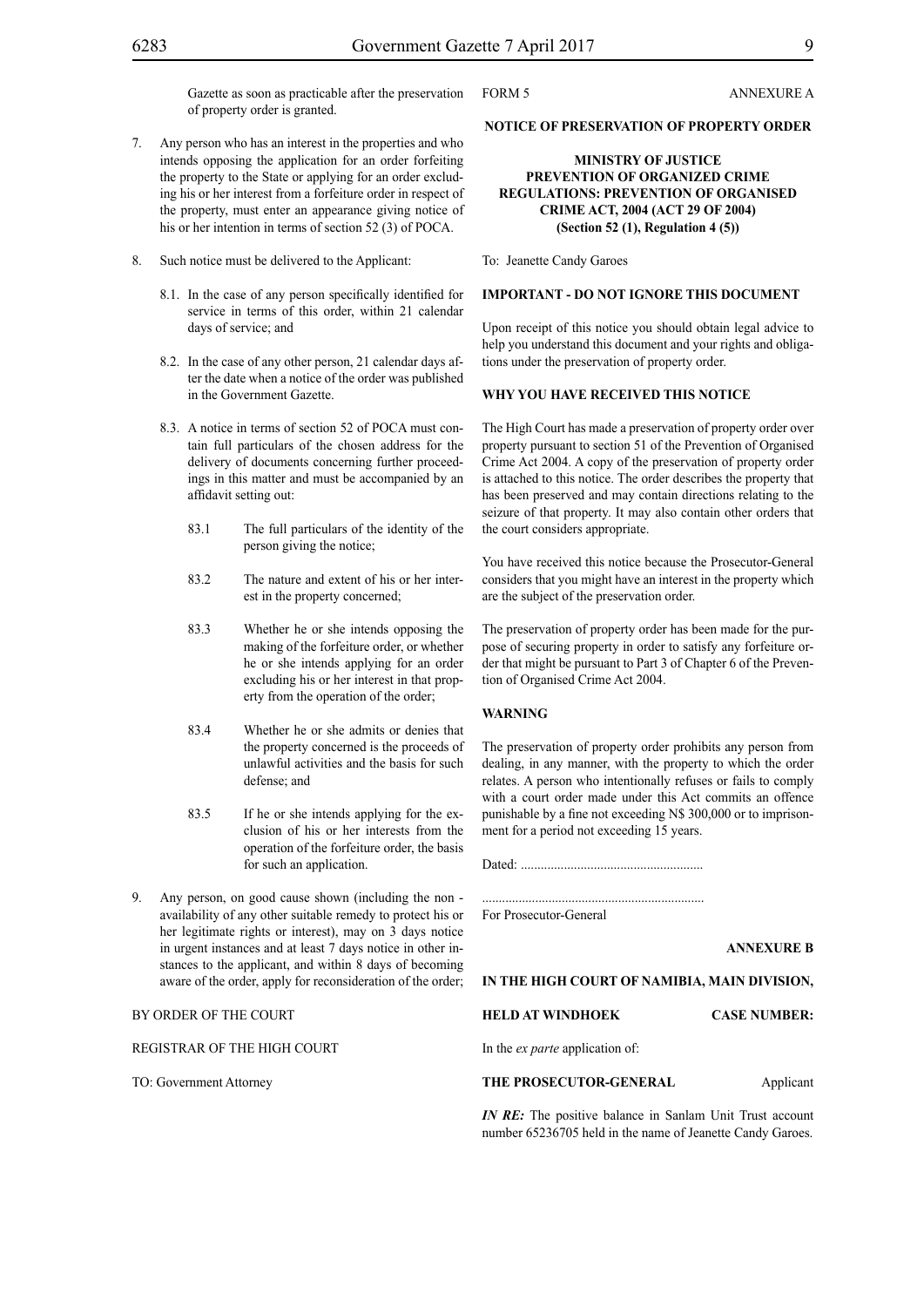Gazette as soon as practicable after the preservation of property order is granted.

7. Any person who has an interest in the properties and who intends opposing the application for an order forfeiting the property to the State or applying for an order excluding his or her interest from a forfeiture order in respect of the property, must enter an appearance giving notice of his or her intention in terms of section 52 (3) of POCA.

8. Such notice must be delivered to the Applicant:

   8.1. In the case of any person specifically identified for service in terms of this order, within 21 calendar days of service; and

   8.2. In the case of any other person, 21 calendar days after the date when a notice of the order was published in the Government Gazette.

   8.3. A notice in terms of section 52 of POCA must contain full particulars of the chosen address for the delivery of documents concerning further proceedings in this matter and must be accompanied by an affidavit setting out:

      83.1 The full particulars of the identity of the person giving the notice;

      83.2 The nature and extent of his or her interest in the property concerned;

      83.3 Whether he or she intends opposing the making of the forfeiture order, or whether he or she intends applying for an order excluding his or her interest in that property from the operation of the order;

      83.4 Whether he or she admits or denies that the property concerned is the proceeds of unlawful activities and the basis for such defense; and

      83.5 If he or she intends applying for the exclusion of his or her interests from the operation of the forfeiture order, the basis for such an application.

9. Any person, on good cause shown (including the non - availability of any other suitable remedy to protect his or her legitimate rights or interest), may on 3 days notice in urgent instances and at least 7 days notice in other instances to the applicant, and within 8 days of becoming aware of the order, apply for reconsideration of the order;

BY ORDER OF THE COURT

REGISTRAR OF THE HIGH COURT

TO: Government Attorney

FORM 5 ANNEXURE A

**NOTICE OF PRESERVATION OF PROPERTY ORDER**

**MINISTRY OF JUSTICE**
**PREVENTION OF ORGANIZED CRIME REGULATIONS: PREVENTION OF ORGANISED CRIME ACT, 2004 (ACT 29 OF 2004)**
**(Section 52 (1), Regulation 4 (5))**

To: Jeanette Candy Garoes

**IMPORTANT - DO NOT IGNORE THIS DOCUMENT**

Upon receipt of this notice you should obtain legal advice to help you understand this document and your rights and obligations under the preservation of property order.

**WHY YOU HAVE RECEIVED THIS NOTICE**

The High Court has made a preservation of property order over property pursuant to section 51 of the Prevention of Organised Crime Act 2004. A copy of the preservation of property order is attached to this notice. The order describes the property that has been preserved and may contain directions relating to the seizure of that property. It may also contain other orders that the court considers appropriate.

You have received this notice because the Prosecutor-General considers that you might have an interest in the property which are the subject of the preservation order.

The preservation of property order has been made for the purpose of securing property in order to satisfy any forfeiture order that might be pursuant to Part 3 of Chapter 6 of the Prevention of Organised Crime Act 2004.

**WARNING**

The preservation of property order prohibits any person from dealing, in any manner, with the property to which the order relates. A person who intentionally refuses or fails to comply with a court order made under this Act commits an offence punishable by a fine not exceeding N$ 300,000 or to imprisonment for a period not exceeding 15 years.

Dated: .......................................................

...................................................................
For Prosecutor-General

**ANNEXURE B**

**IN THE HIGH COURT OF NAMIBIA, MAIN DIVISION,**

**HELD AT WINDHOEK CASE NUMBER:**

In the *ex parte* application of:

**THE PROSECUTOR-GENERAL** Applicant

***IN RE:*** The positive balance in Sanlam Unit Trust account number 65236705 held in the name of Jeanette Candy Garoes.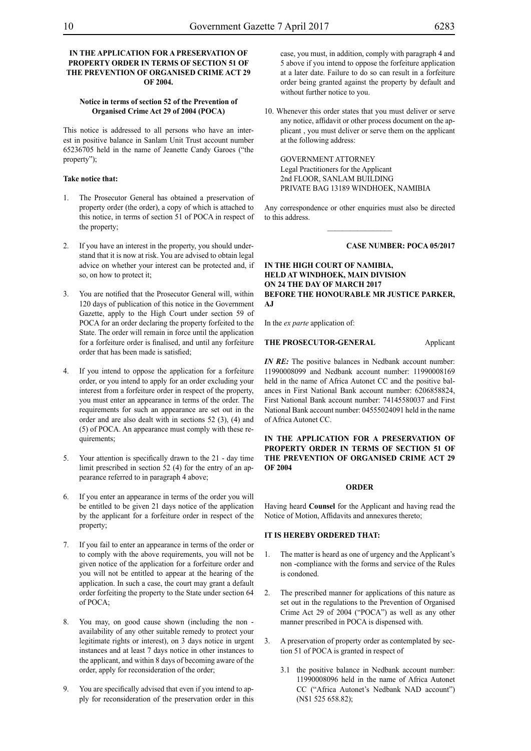**IN THE APPLICATION FOR A PRESERVATION OF PROPERTY ORDER IN TERMS OF SECTION 51 OF THE PREVENTION OF ORGANISED CRIME ACT 29 OF 2004.**

**Notice in terms of section 52 of the Prevention of Organised Crime Act 29 of 2004 (POCA)**

This notice is addressed to all persons who have an interest in positive balance in Sanlam Unit Trust account number 65236705 held in the name of Jeanette Candy Garoes ("the property");

**Take notice that:**

1. The Prosecutor General has obtained a preservation of property order (the order), a copy of which is attached to this notice, in terms of section 51 of POCA in respect of the property;

2. If you have an interest in the property, you should understand that it is now at risk. You are advised to obtain legal advice on whether your interest can be protected and, if so, on how to protect it;

3. You are notified that the Prosecutor General will, within 120 days of publication of this notice in the Government Gazette, apply to the High Court under section 59 of POCA for an order declaring the property forfeited to the State. The order will remain in force until the application for a forfeiture order is finalised, and until any forfeiture order that has been made is satisfied;

4. If you intend to oppose the application for a forfeiture order, or you intend to apply for an order excluding your interest from a forfeiture order in respect of the property, you must enter an appearance in terms of the order. The requirements for such an appearance are set out in the order and are also dealt with in sections 52 (3), (4) and (5) of POCA. An appearance must comply with these requirements;

5. Your attention is specifically drawn to the 21 - day time limit prescribed in section 52 (4) for the entry of an appearance referred to in paragraph 4 above;

6. If you enter an appearance in terms of the order you will be entitled to be given 21 days notice of the application by the applicant for a forfeiture order in respect of the property;

7. If you fail to enter an appearance in terms of the order or to comply with the above requirements, you will not be given notice of the application for a forfeiture order and you will not be entitled to appear at the hearing of the application. In such a case, the court may grant a default order forfeiting the property to the State under section 64 of POCA;

8. You may, on good cause shown (including the non - availability of any other suitable remedy to protect your legitimate rights or interest), on 3 days notice in urgent instances and at least 7 days notice in other instances to the applicant, and within 8 days of becoming aware of the order, apply for reconsideration of the order;

9. You are specifically advised that even if you intend to apply for reconsideration of the preservation order in this case, you must, in addition, comply with paragraph 4 and 5 above if you intend to oppose the forfeiture application at a later date. Failure to do so can result in a forfeiture order being granted against the property by default and without further notice to you.

10. Whenever this order states that you must deliver or serve any notice, affidavit or other process document on the applicant , you must deliver or serve them on the applicant at the following address:

 GOVERNMENT ATTORNEY
 Legal Practitioners for the Applicant
 2nd FLOOR, SANLAM BUILDING
 PRIVATE BAG 13189 WINDHOEK, NAMIBIA

Any correspondence or other enquiries must also be directed to this address.

---

**CASE NUMBER: POCA 05/2017**

**IN THE HIGH COURT OF NAMIBIA,**
**HELD AT WINDHOEK, MAIN DIVISION**
**ON 24 THE DAY OF MARCH 2017**
**BEFORE THE HONOURABLE MR JUSTICE PARKER, AJ**

In the *ex parte* application of:

**THE PROSECUTOR-GENERAL** Applicant

***IN RE:*** The positive balances in Nedbank account number: 11990008099 and Nedbank account number: 11990008169 held in the name of Africa Autonet CC and the positive balances in First National Bank account number: 6206858824, First National Bank account number: 74145580037 and First National Bank account number: 04555024091 held in the name of Africa Autonet CC.

**IN THE APPLICATION FOR A PRESERVATION OF PROPERTY ORDER IN TERMS OF SECTION 51 OF THE PREVENTION OF ORGANISED CRIME ACT 29 OF 2004**

**ORDER**

Having heard **Counsel** for the Applicant and having read the Notice of Motion, Affidavits and annexures thereto;

**IT IS HEREBY ORDERED THAT:**

1. The matter is heard as one of urgency and the Applicant's non -compliance with the forms and service of the Rules is condoned.

2. The prescribed manner for applications of this nature as set out in the regulations to the Prevention of Organised Crime Act 29 of 2004 ("POCA") as well as any other manner prescribed in POCA is dispensed with.

3. A preservation of property order as contemplated by section 51 of POCA is granted in respect of

 3.1 the positive balance in Nedbank account number: 11990008096 held in the name of Africa Autonet CC ("Africa Autonet's Nedbank NAD account") (N$1 525 658.82);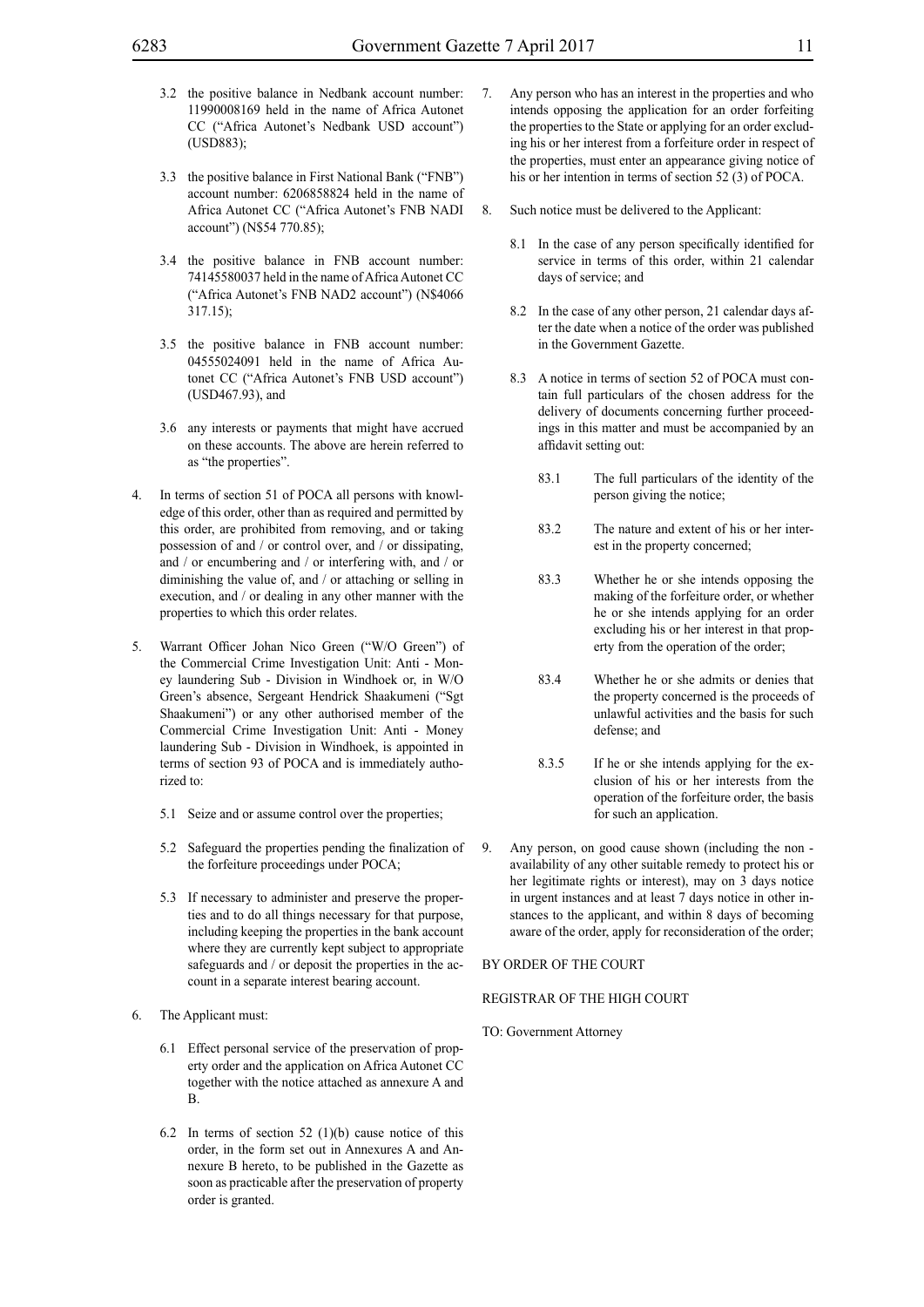3.2 the positive balance in Nedbank account number: 11990008169 held in the name of Africa Autonet CC ("Africa Autonet's Nedbank USD account") (USD883);

3.3 the positive balance in First National Bank ("FNB") account number: 6206858824 held in the name of Africa Autonet CC ("Africa Autonet's FNB NADI account") (N$54 770.85);

3.4 the positive balance in FNB account number: 74145580037 held in the name of Africa Autonet CC ("Africa Autonet's FNB NAD2 account") (N$4066 317.15);

3.5 the positive balance in FNB account number: 04555024091 held in the name of Africa Autonet CC ("Africa Autonet's FNB USD account") (USD467.93), and

3.6 any interests or payments that might have accrued on these accounts. The above are herein referred to as "the properties".

4. In terms of section 51 of POCA all persons with knowledge of this order, other than as required and permitted by this order, are prohibited from removing, and or taking possession of and / or control over, and / or dissipating, and / or encumbering and / or interfering with, and / or diminishing the value of, and / or attaching or selling in execution, and / or dealing in any other manner with the properties to which this order relates.

5. Warrant Officer Johan Nico Green ("W/O Green") of the Commercial Crime Investigation Unit: Anti - Money laundering Sub - Division in Windhoek or, in W/O Green's absence, Sergeant Hendrick Shaakumeni ("Sgt Shaakumeni") or any other authorised member of the Commercial Crime Investigation Unit: Anti - Money laundering Sub - Division in Windhoek, is appointed in terms of section 93 of POCA and is immediately authorized to:

   5.1 Seize and or assume control over the properties;

   5.2 Safeguard the properties pending the finalization of the forfeiture proceedings under POCA;

   5.3 If necessary to administer and preserve the properties and to do all things necessary for that purpose, including keeping the properties in the bank account where they are currently kept subject to appropriate safeguards and / or deposit the properties in the account in a separate interest bearing account.

6. The Applicant must:

   6.1 Effect personal service of the preservation of property order and the application on Africa Autonet CC together with the notice attached as annexure A and B.

   6.2 In terms of section 52 (1)(b) cause notice of this order, in the form set out in Annexures A and Annexure B hereto, to be published in the Gazette as soon as practicable after the preservation of property order is granted.

7. Any person who has an interest in the properties and who intends opposing the application for an order forfeiting the properties to the State or applying for an order excluding his or her interest from a forfeiture order in respect of the properties, must enter an appearance giving notice of his or her intention in terms of section 52 (3) of POCA.

8. Such notice must be delivered to the Applicant:

   8.1 In the case of any person specifically identified for service in terms of this order, within 21 calendar days of service; and

   8.2 In the case of any other person, 21 calendar days after the date when a notice of the order was published in the Government Gazette.

   8.3 A notice in terms of section 52 of POCA must contain full particulars of the chosen address for the delivery of documents concerning further proceedings in this matter and must be accompanied by an affidavit setting out:

      83.1 The full particulars of the identity of the person giving the notice;

      83.2 The nature and extent of his or her interest in the property concerned;

      83.3 Whether he or she intends opposing the making of the forfeiture order, or whether he or she intends applying for an order excluding his or her interest in that property from the operation of the order;

      83.4 Whether he or she admits or denies that the property concerned is the proceeds of unlawful activities and the basis for such defense; and

      8.3.5 If he or she intends applying for the exclusion of his or her interests from the operation of the forfeiture order, the basis for such an application.

9. Any person, on good cause shown (including the non - availability of any other suitable remedy to protect his or her legitimate rights or interest), may on 3 days notice in urgent instances and at least 7 days notice in other instances to the applicant, and within 8 days of becoming aware of the order, apply for reconsideration of the order;

BY ORDER OF THE COURT

REGISTRAR OF THE HIGH COURT

TO: Government Attorney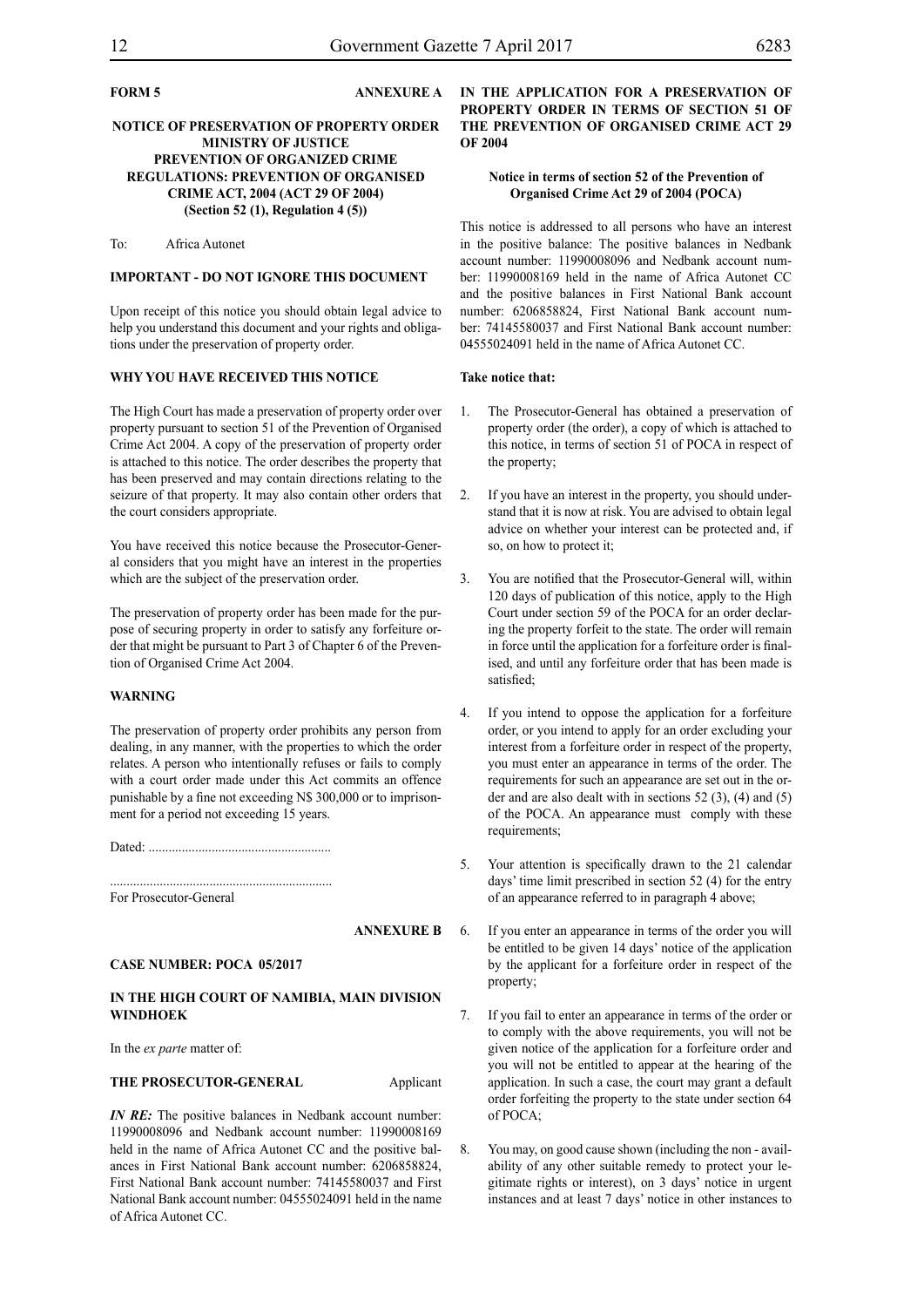**FORM 5** **ANNEXURE A**

**NOTICE OF PRESERVATION OF PROPERTY ORDER MINISTRY OF JUSTICE PREVENTION OF ORGANIZED CRIME REGULATIONS: PREVENTION OF ORGANISED CRIME ACT, 2004 (ACT 29 OF 2004) (Section 52 (1), Regulation 4 (5))**

To: Africa Autonet

**IMPORTANT - DO NOT IGNORE THIS DOCUMENT**

Upon receipt of this notice you should obtain legal advice to help you understand this document and your rights and obligations under the preservation of property order.

**WHY YOU HAVE RECEIVED THIS NOTICE**

The High Court has made a preservation of property order over property pursuant to section 51 of the Prevention of Organised Crime Act 2004. A copy of the preservation of property order is attached to this notice. The order describes the property that has been preserved and may contain directions relating to the seizure of that property. It may also contain other orders that the court considers appropriate.

You have received this notice because the Prosecutor-General considers that you might have an interest in the properties which are the subject of the preservation order.

The preservation of property order has been made for the purpose of securing property in order to satisfy any forfeiture order that might be pursuant to Part 3 of Chapter 6 of the Prevention of Organised Crime Act 2004.

**WARNING**

The preservation of property order prohibits any person from dealing, in any manner, with the properties to which the order relates. A person who intentionally refuses or fails to comply with a court order made under this Act commits an offence punishable by a fine not exceeding N$ 300,000 or to imprisonment for a period not exceeding 15 years.

Dated: ......................................................

..................................................................
For Prosecutor-General

**ANNEXURE B**

**CASE NUMBER: POCA 05/2017**

**IN THE HIGH COURT OF NAMIBIA, MAIN DIVISION WINDHOEK**

In the *ex parte* matter of:

**THE PROSECUTOR-GENERAL** Applicant

***IN RE:*** The positive balances in Nedbank account number: 11990008096 and Nedbank account number: 11990008169 held in the name of Africa Autonet CC and the positive balances in First National Bank account number: 6206858824, First National Bank account number: 74145580037 and First National Bank account number: 04555024091 held in the name of Africa Autonet CC.

**IN THE APPLICATION FOR A PRESERVATION OF PROPERTY ORDER IN TERMS OF SECTION 51 OF THE PREVENTION OF ORGANISED CRIME ACT 29 OF 2004**

**Notice in terms of section 52 of the Prevention of Organised Crime Act 29 of 2004 (POCA)**

This notice is addressed to all persons who have an interest in the positive balance: The positive balances in Nedbank account number: 11990008096 and Nedbank account number: 11990008169 held in the name of Africa Autonet CC and the positive balances in First National Bank account number: 6206858824, First National Bank account number: 74145580037 and First National Bank account number: 04555024091 held in the name of Africa Autonet CC.

**Take notice that:**

1. The Prosecutor-General has obtained a preservation of property order (the order), a copy of which is attached to this notice, in terms of section 51 of POCA in respect of the property;

2. If you have an interest in the property, you should understand that it is now at risk. You are advised to obtain legal advice on whether your interest can be protected and, if so, on how to protect it;

3. You are notified that the Prosecutor-General will, within 120 days of publication of this notice, apply to the High Court under section 59 of the POCA for an order declaring the property forfeit to the state. The order will remain in force until the application for a forfeiture order is finalised, and until any forfeiture order that has been made is satisfied;

4. If you intend to oppose the application for a forfeiture order, or you intend to apply for an order excluding your interest from a forfeiture order in respect of the property, you must enter an appearance in terms of the order. The requirements for such an appearance are set out in the order and are also dealt with in sections 52 (3), (4) and (5) of the POCA. An appearance must comply with these requirements;

5. Your attention is specifically drawn to the 21 calendar days' time limit prescribed in section 52 (4) for the entry of an appearance referred to in paragraph 4 above;

6. If you enter an appearance in terms of the order you will be entitled to be given 14 days' notice of the application by the applicant for a forfeiture order in respect of the property;

7. If you fail to enter an appearance in terms of the order or to comply with the above requirements, you will not be given notice of the application for a forfeiture order and you will not be entitled to appear at the hearing of the application. In such a case, the court may grant a default order forfeiting the property to the state under section 64 of POCA;

8. You may, on good cause shown (including the non - availability of any other suitable remedy to protect your legitimate rights or interest), on 3 days' notice in urgent instances and at least 7 days' notice in other instances to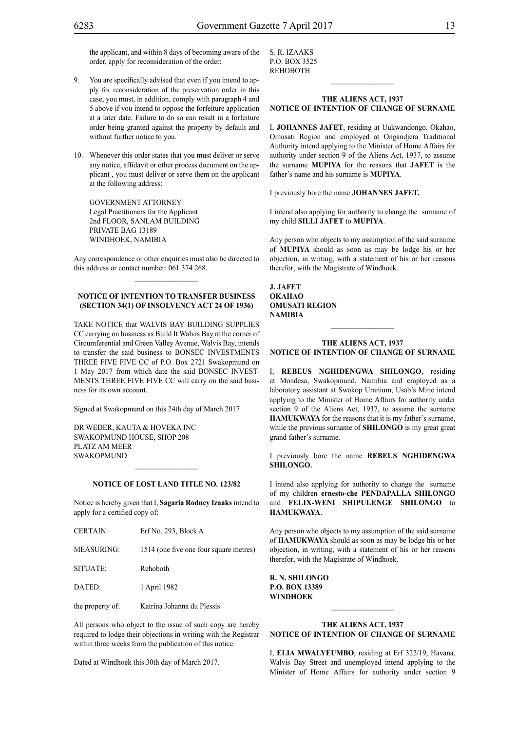the applicant, and within 8 days of becoming aware of the order, apply for reconsideration of the order;

9. You are specifically advised that even if you intend to apply for reconsideration of the preservation order in this case, you must, in addition, comply with paragraph 4 and 5 above if you intend to oppose the forfeiture application at a later date. Failure to do so can result in a forfeiture order being granted against the property by default and without further notice to you.

10. Whenever this order states that you must deliver or serve any notice, affidavit or other process document on the applicant , you must deliver or serve them on the applicant at the following address:

    GOVERNMENT ATTORNEY
    Legal Practitioners for the Applicant
    2nd FLOOR, SANLAM BUILDING
    PRIVATE BAG 13189
    WINDHOEK, NAMIBIA

Any correspondence or other enquiries must also be directed to this address or contact number: 061 374 268.

________________

**NOTICE OF INTENTION TO TRANSFER BUSINESS (SECTION 34(1) OF INSOLVENCY ACT 24 OF 1936)**

TAKE NOTICE that WALVIS BAY BUILDING SUPPLIES CC carrying on business as Build It Walvis Bay at the corner of Circumferential and Green Valley Avenue, Walvis Bay, intends to transfer the said business to BONSEC INVESTMENTS THREE FIVE FIVE CC of P.O. Box 2721 Swakopmund on 1 May 2017 from which date the said BONSEC INVESTMENTS THREE FIVE FIVE CC will carry on the said business for its own account.

Signed at Swakopmund on this 24th day of March 2017

DR WEDER, KAUTA & HOVEKA INC
SWAKOPMUND HOUSE, SHOP 208
PLATZ AM MEER
SWAKOPMUND

________________

**NOTICE OF LOST LAND TITLE NO. 123/82**

Notice is hereby given that I, **Sagaria Rodney Izaaks** intend to apply for a certified copy of:

| | |
|---|---|
| CERTAIN: | Erf No. 293, Block A |
| MEASURING: | 1514 (one five one four square metres) |
| SITUATE: | Rehoboth |
| DATED: | 1 April 1982 |
| the property of: | Katrina Johanna du Plessis |

All persons who object to the issue of such copy are hereby required to lodge their objections in writing with the Registrar within three weeks from the publication of this notice.

Dated at Windhoek this 30th day of March 2017.

S. R. IZAAKS
P.O. BOX 3525
REHOBOTH

________________

**THE ALIENS ACT, 1937
NOTICE OF INTENTION OF CHANGE OF SURNAME**

I, **JOHANNES JAFET**, residing at Uukwandongo, Okahao, Omusati Region and employed at Ongandjera Traditional Authority intend applying to the Minister of Home Affairs for authority under section 9 of the Aliens Act, 1937, to assume the surname **MUPIYA** for the reasons that **JAFET** is the father's name and his surname is **MUPIYA**.

I previously bore the name **JOHANNES JAFET.**

I intend also applying for authority to change the surname of my child **SILLI JAFET** to **MUPIYA**.

Any person who objects to my assumption of the said surname of **MUPIYA** should as soon as may be lodge his or her objection, in writing, with a statement of his or her reasons therefor, with the Magistrate of Windhoek.

**J. JAFET
OKAHAO
OMUSATI REGION
NAMIBIA**

________________

**THE ALIENS ACT, 1937
NOTICE OF INTENTION OF CHANGE OF SURNAME**

I, **REBEUS NGHIDENGWA SHILONGO**, residing at Mondesa, Swakopmund, Namibia and employed as a laboratory assistant at Swakop Uranium, Usab's Mine intend applying to the Minister of Home Affairs for authority under section 9 of the Aliens Act, 1937, to assume the surname **HAMUKWAYA** for the reasons that it is my father's surname, while the previous surname of **SHILONGO** is my great great grand father's surname.

I previously bore the name **REBEUS NGHIDENGWA SHILONGO.**

I intend also applying for authority to change the surname of my children **ernesto-che PENDAPALLA SHILONGO** and **FELIX-WENI SHIPULENGE SHILONGO** to **HAMUKWAYA**.

Any person who objects to my assumption of the said surname of **HAMUKWAYA** should as soon as may be lodge his or her objection, in writing, with a statement of his or her reasons therefor, with the Magistrate of Windhoek.

**R. N. SHILONGO
P.O. BOX 13389
WINDHOEK**

________________

**THE ALIENS ACT, 1937
NOTICE OF INTENTION OF CHANGE OF SURNAME**

I, **ELIA MWALYEUMBO**, residing at Erf 322/19, Havana, Walvis Bay Street and unemployed intend applying to the Minister of Home Affairs for authority under section 9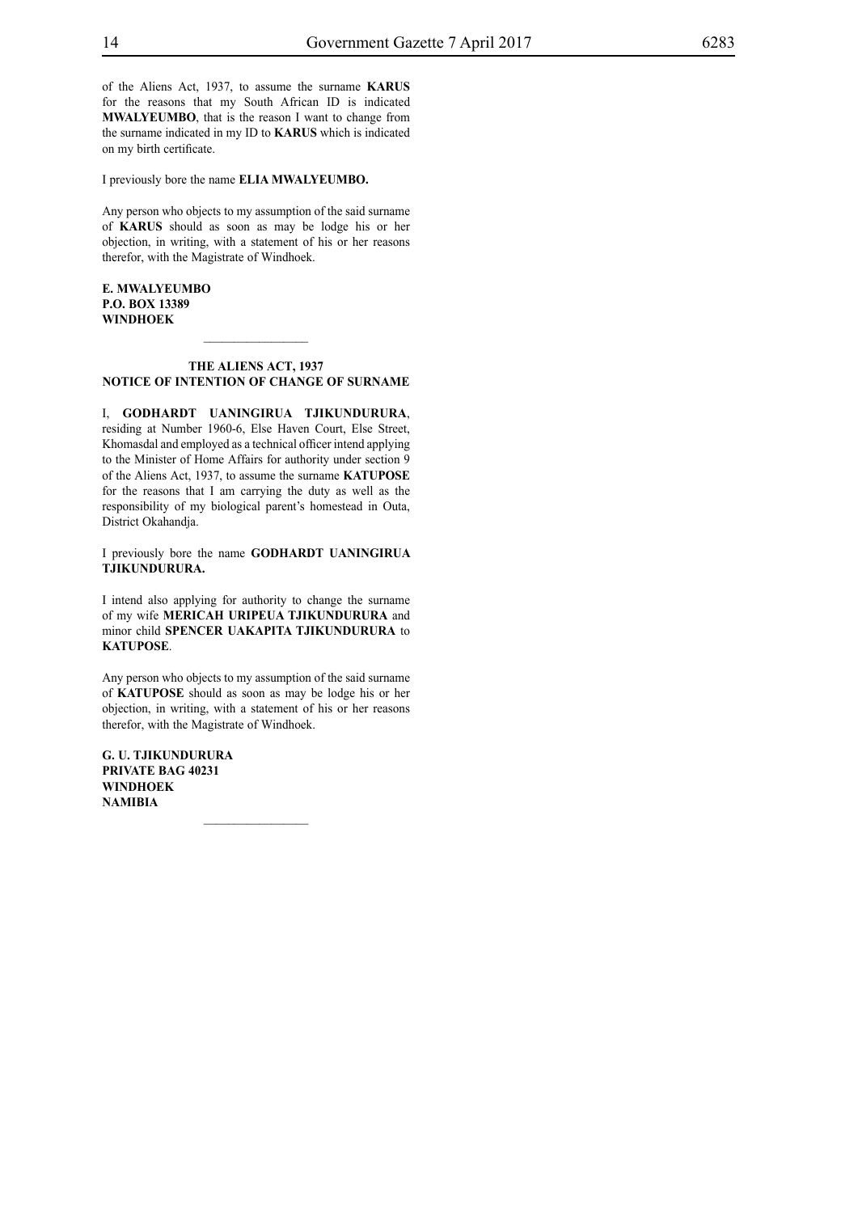of the Aliens Act, 1937, to assume the surname **KARUS** for the reasons that my South African ID is indicated **MWALYEUMBO**, that is the reason I want to change from the surname indicated in my ID to **KARUS** which is indicated on my birth certificate.

I previously bore the name **ELIA MWALYEUMBO.**

Any person who objects to my assumption of the said surname of **KARUS** should as soon as may be lodge his or her objection, in writing, with a statement of his or her reasons therefor, with the Magistrate of Windhoek.

**E. MWALYEUMBO**
**P.O. BOX 13389**
**WINDHOEK**

---

**THE ALIENS ACT, 1937**
**NOTICE OF INTENTION OF CHANGE OF SURNAME**

I, **GODHARDT UANINGIRUA TJIKUNDURURA**, residing at Number 1960-6, Else Haven Court, Else Street, Khomasdal and employed as a technical officer intend applying to the Minister of Home Affairs for authority under section 9 of the Aliens Act, 1937, to assume the surname **KATUPOSE** for the reasons that I am carrying the duty as well as the responsibility of my biological parent's homestead in Outa, District Okahandja.

I previously bore the name **GODHARDT UANINGIRUA TJIKUNDURURA.**

I intend also applying for authority to change the surname of my wife **MERICAH URIPEUA TJIKUNDURURA** and minor child **SPENCER UAKAPITA TJIKUNDURURA** to **KATUPOSE**.

Any person who objects to my assumption of the said surname of **KATUPOSE** should as soon as may be lodge his or her objection, in writing, with a statement of his or her reasons therefor, with the Magistrate of Windhoek.

**G. U. TJIKUNDURURA**
**PRIVATE BAG 40231**
**WINDHOEK**
**NAMIBIA**

---